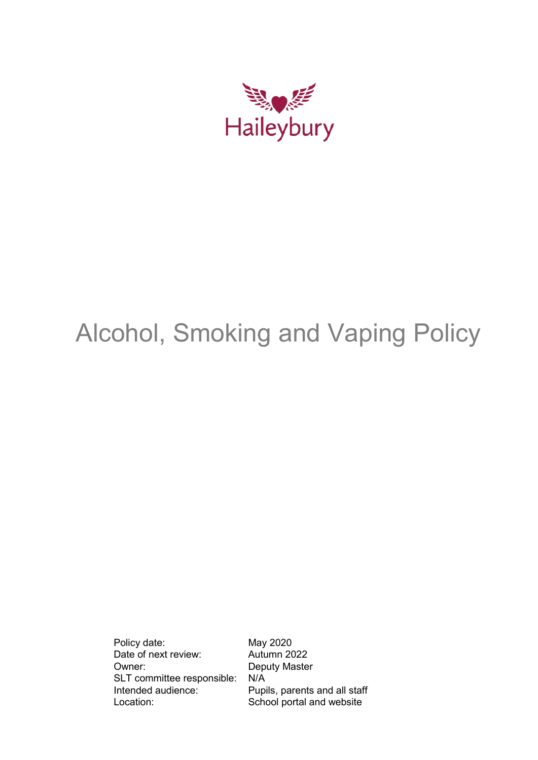Haileybury

# Alcohol, Smoking and Vaping Policy

| | |
|---|---|
| Policy date: | May 2020 |
| Date of next review: | Autumn 2022 |
| Owner: | Deputy Master |
| SLT committee responsible: | N/A |
| Intended audience: | Pupils, parents and all staff |
| Location: | School portal and website |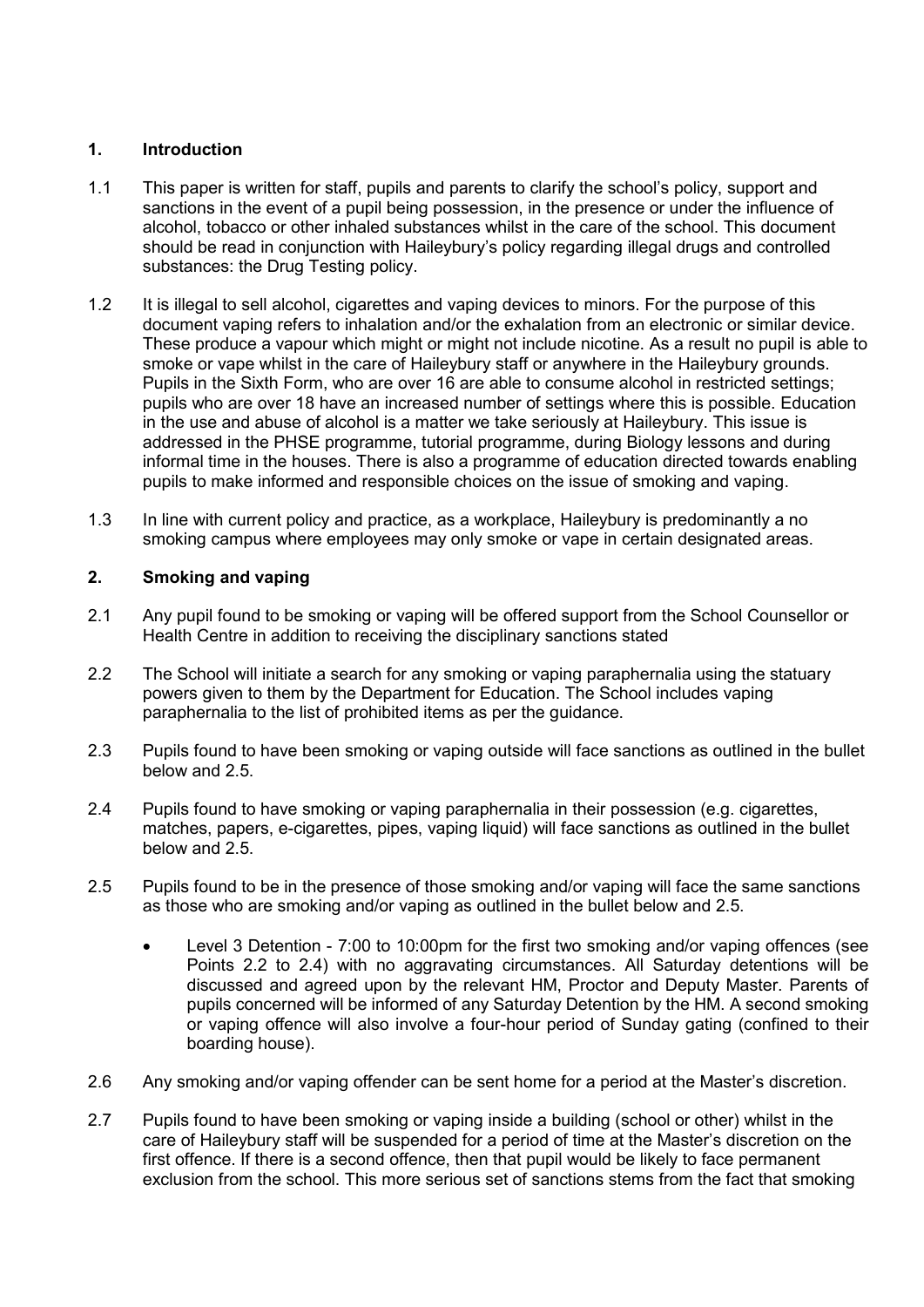## 1. Introduction

1.1 This paper is written for staff, pupils and parents to clarify the school's policy, support and sanctions in the event of a pupil being possession, in the presence or under the influence of alcohol, tobacco or other inhaled substances whilst in the care of the school. This document should be read in conjunction with Haileybury's policy regarding illegal drugs and controlled substances: the Drug Testing policy.

1.2 It is illegal to sell alcohol, cigarettes and vaping devices to minors. For the purpose of this document vaping refers to inhalation and/or the exhalation from an electronic or similar device. These produce a vapour which might or might not include nicotine. As a result no pupil is able to smoke or vape whilst in the care of Haileybury staff or anywhere in the Haileybury grounds. Pupils in the Sixth Form, who are over 16 are able to consume alcohol in restricted settings; pupils who are over 18 have an increased number of settings where this is possible. Education in the use and abuse of alcohol is a matter we take seriously at Haileybury. This issue is addressed in the PHSE programme, tutorial programme, during Biology lessons and during informal time in the houses. There is also a programme of education directed towards enabling pupils to make informed and responsible choices on the issue of smoking and vaping.

1.3 In line with current policy and practice, as a workplace, Haileybury is predominantly a no smoking campus where employees may only smoke or vape in certain designated areas.

## 2. Smoking and vaping

2.1 Any pupil found to be smoking or vaping will be offered support from the School Counsellor or Health Centre in addition to receiving the disciplinary sanctions stated

2.2 The School will initiate a search for any smoking or vaping paraphernalia using the statuary powers given to them by the Department for Education. The School includes vaping paraphernalia to the list of prohibited items as per the guidance.

2.3 Pupils found to have been smoking or vaping outside will face sanctions as outlined in the bullet below and 2.5.

2.4 Pupils found to have smoking or vaping paraphernalia in their possession (e.g. cigarettes, matches, papers, e-cigarettes, pipes, vaping liquid) will face sanctions as outlined in the bullet below and 2.5.

2.5 Pupils found to be in the presence of those smoking and/or vaping will face the same sanctions as those who are smoking and/or vaping as outlined in the bullet below and 2.5.

- Level 3 Detention - 7:00 to 10:00pm for the first two smoking and/or vaping offences (see Points 2.2 to 2.4) with no aggravating circumstances. All Saturday detentions will be discussed and agreed upon by the relevant HM, Proctor and Deputy Master. Parents of pupils concerned will be informed of any Saturday Detention by the HM. A second smoking or vaping offence will also involve a four-hour period of Sunday gating (confined to their boarding house).

2.6 Any smoking and/or vaping offender can be sent home for a period at the Master's discretion.

2.7 Pupils found to have been smoking or vaping inside a building (school or other) whilst in the care of Haileybury staff will be suspended for a period of time at the Master's discretion on the first offence. If there is a second offence, then that pupil would be likely to face permanent exclusion from the school. This more serious set of sanctions stems from the fact that smoking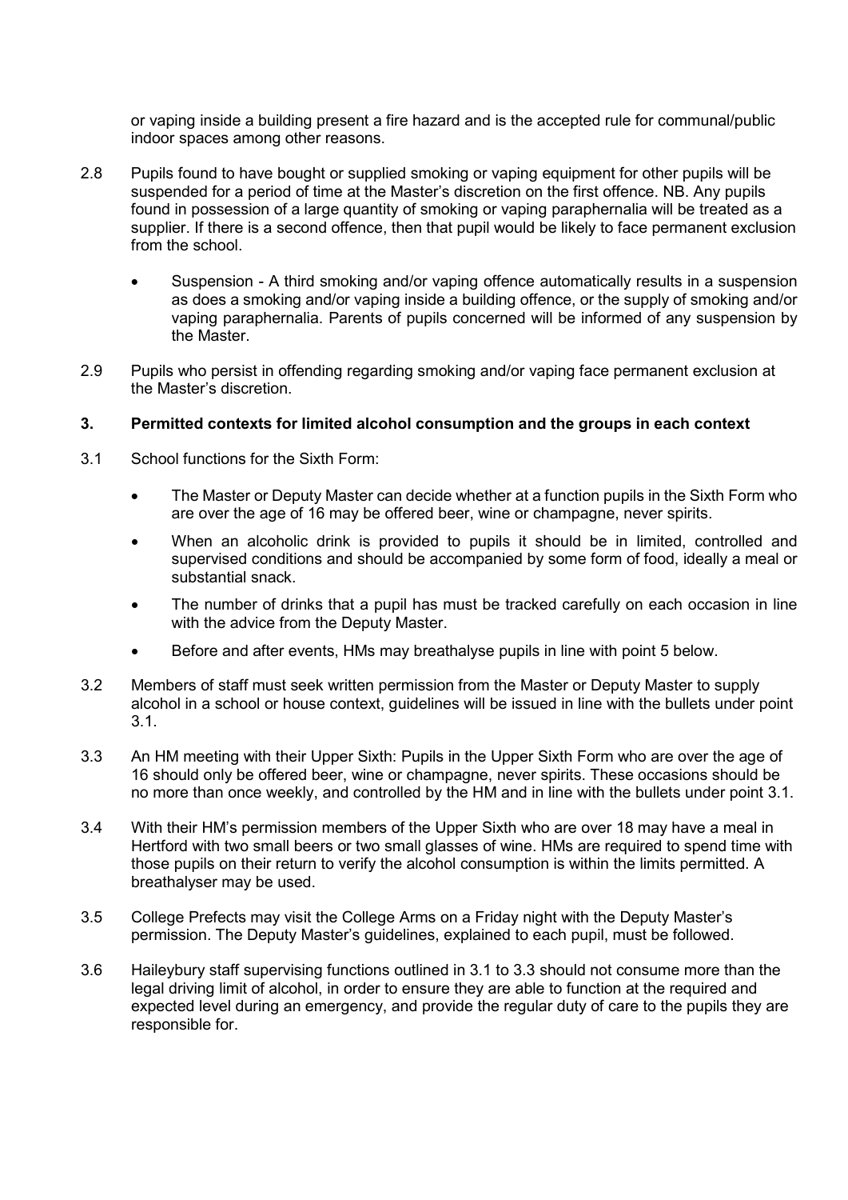or vaping inside a building present a fire hazard and is the accepted rule for communal/public indoor spaces among other reasons.

2.8 Pupils found to have bought or supplied smoking or vaping equipment for other pupils will be suspended for a period of time at the Master's discretion on the first offence. NB. Any pupils found in possession of a large quantity of smoking or vaping paraphernalia will be treated as a supplier. If there is a second offence, then that pupil would be likely to face permanent exclusion from the school.

- Suspension - A third smoking and/or vaping offence automatically results in a suspension as does a smoking and/or vaping inside a building offence, or the supply of smoking and/or vaping paraphernalia. Parents of pupils concerned will be informed of any suspension by the Master.

2.9 Pupils who persist in offending regarding smoking and/or vaping face permanent exclusion at the Master's discretion.

## 3. Permitted contexts for limited alcohol consumption and the groups in each context

3.1 School functions for the Sixth Form:

- The Master or Deputy Master can decide whether at a function pupils in the Sixth Form who are over the age of 16 may be offered beer, wine or champagne, never spirits.
- When an alcoholic drink is provided to pupils it should be in limited, controlled and supervised conditions and should be accompanied by some form of food, ideally a meal or substantial snack.
- The number of drinks that a pupil has must be tracked carefully on each occasion in line with the advice from the Deputy Master.
- Before and after events, HMs may breathalyse pupils in line with point 5 below.

3.2 Members of staff must seek written permission from the Master or Deputy Master to supply alcohol in a school or house context, guidelines will be issued in line with the bullets under point 3.1.

3.3 An HM meeting with their Upper Sixth: Pupils in the Upper Sixth Form who are over the age of 16 should only be offered beer, wine or champagne, never spirits. These occasions should be no more than once weekly, and controlled by the HM and in line with the bullets under point 3.1.

3.4 With their HM's permission members of the Upper Sixth who are over 18 may have a meal in Hertford with two small beers or two small glasses of wine. HMs are required to spend time with those pupils on their return to verify the alcohol consumption is within the limits permitted. A breathalyser may be used.

3.5 College Prefects may visit the College Arms on a Friday night with the Deputy Master's permission. The Deputy Master's guidelines, explained to each pupil, must be followed.

3.6 Haileybury staff supervising functions outlined in 3.1 to 3.3 should not consume more than the legal driving limit of alcohol, in order to ensure they are able to function at the required and expected level during an emergency, and provide the regular duty of care to the pupils they are responsible for.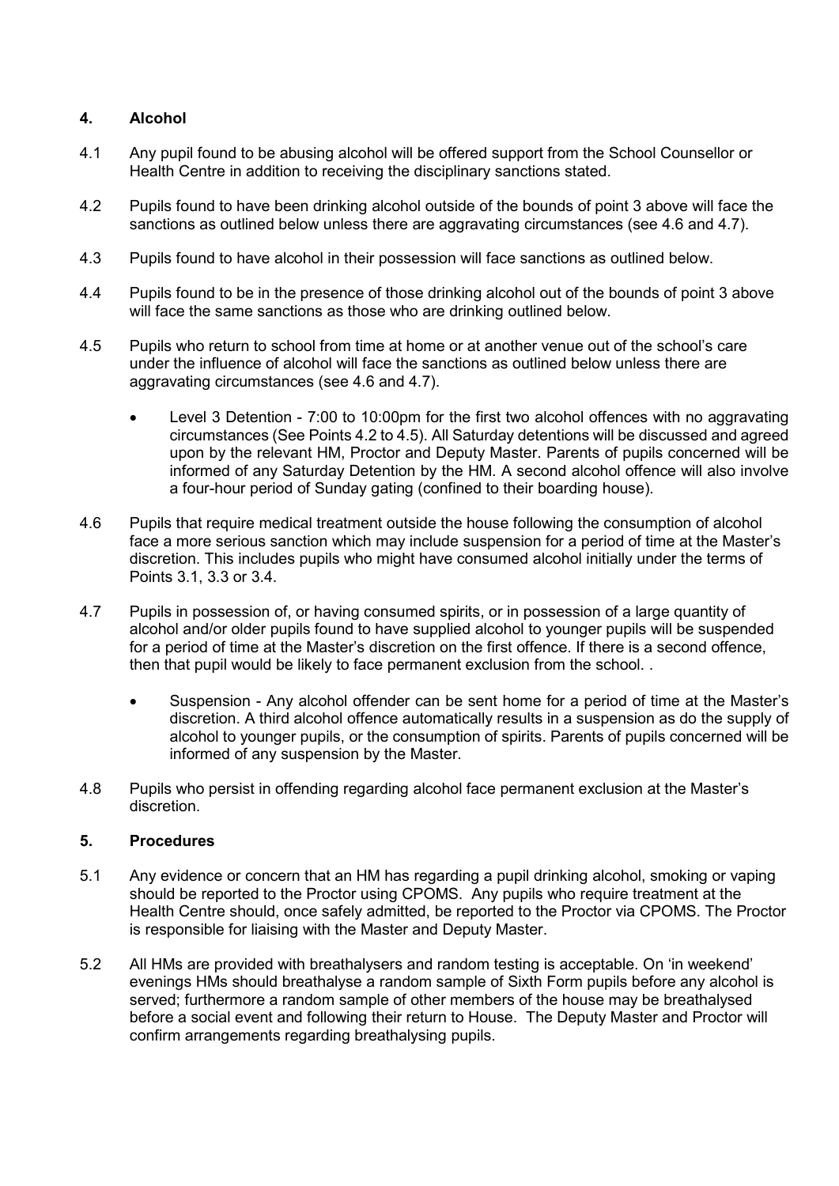## 4. Alcohol

4.1 Any pupil found to be abusing alcohol will be offered support from the School Counsellor or Health Centre in addition to receiving the disciplinary sanctions stated.

4.2 Pupils found to have been drinking alcohol outside of the bounds of point 3 above will face the sanctions as outlined below unless there are aggravating circumstances (see 4.6 and 4.7).

4.3 Pupils found to have alcohol in their possession will face sanctions as outlined below.

4.4 Pupils found to be in the presence of those drinking alcohol out of the bounds of point 3 above will face the same sanctions as those who are drinking outlined below.

4.5 Pupils who return to school from time at home or at another venue out of the school's care under the influence of alcohol will face the sanctions as outlined below unless there are aggravating circumstances (see 4.6 and 4.7).

- Level 3 Detention - 7:00 to 10:00pm for the first two alcohol offences with no aggravating circumstances (See Points 4.2 to 4.5). All Saturday detentions will be discussed and agreed upon by the relevant HM, Proctor and Deputy Master. Parents of pupils concerned will be informed of any Saturday Detention by the HM. A second alcohol offence will also involve a four-hour period of Sunday gating (confined to their boarding house).

4.6 Pupils that require medical treatment outside the house following the consumption of alcohol face a more serious sanction which may include suspension for a period of time at the Master's discretion. This includes pupils who might have consumed alcohol initially under the terms of Points 3.1, 3.3 or 3.4.

4.7 Pupils in possession of, or having consumed spirits, or in possession of a large quantity of alcohol and/or older pupils found to have supplied alcohol to younger pupils will be suspended for a period of time at the Master's discretion on the first offence. If there is a second offence, then that pupil would be likely to face permanent exclusion from the school. .

- Suspension - Any alcohol offender can be sent home for a period of time at the Master's discretion. A third alcohol offence automatically results in a suspension as do the supply of alcohol to younger pupils, or the consumption of spirits. Parents of pupils concerned will be informed of any suspension by the Master.

4.8 Pupils who persist in offending regarding alcohol face permanent exclusion at the Master's discretion.

## 5. Procedures

5.1 Any evidence or concern that an HM has regarding a pupil drinking alcohol, smoking or vaping should be reported to the Proctor using CPOMS. Any pupils who require treatment at the Health Centre should, once safely admitted, be reported to the Proctor via CPOMS. The Proctor is responsible for liaising with the Master and Deputy Master.

5.2 All HMs are provided with breathalysers and random testing is acceptable. On 'in weekend' evenings HMs should breathalyse a random sample of Sixth Form pupils before any alcohol is served; furthermore a random sample of other members of the house may be breathalysed before a social event and following their return to House. The Deputy Master and Proctor will confirm arrangements regarding breathalysing pupils.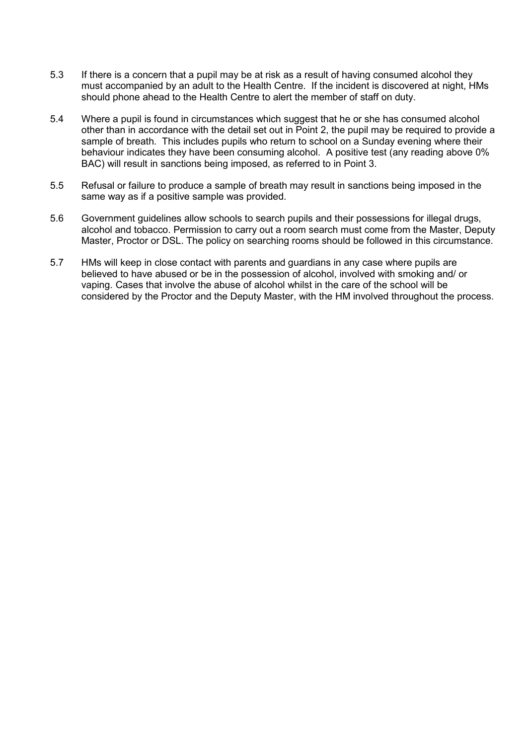5.3 If there is a concern that a pupil may be at risk as a result of having consumed alcohol they must accompanied by an adult to the Health Centre. If the incident is discovered at night, HMs should phone ahead to the Health Centre to alert the member of staff on duty.

5.4 Where a pupil is found in circumstances which suggest that he or she has consumed alcohol other than in accordance with the detail set out in Point 2, the pupil may be required to provide a sample of breath. This includes pupils who return to school on a Sunday evening where their behaviour indicates they have been consuming alcohol. A positive test (any reading above 0% BAC) will result in sanctions being imposed, as referred to in Point 3.

5.5 Refusal or failure to produce a sample of breath may result in sanctions being imposed in the same way as if a positive sample was provided.

5.6 Government guidelines allow schools to search pupils and their possessions for illegal drugs, alcohol and tobacco. Permission to carry out a room search must come from the Master, Deputy Master, Proctor or DSL. The policy on searching rooms should be followed in this circumstance.

5.7 HMs will keep in close contact with parents and guardians in any case where pupils are believed to have abused or be in the possession of alcohol, involved with smoking and/ or vaping. Cases that involve the abuse of alcohol whilst in the care of the school will be considered by the Proctor and the Deputy Master, with the HM involved throughout the process.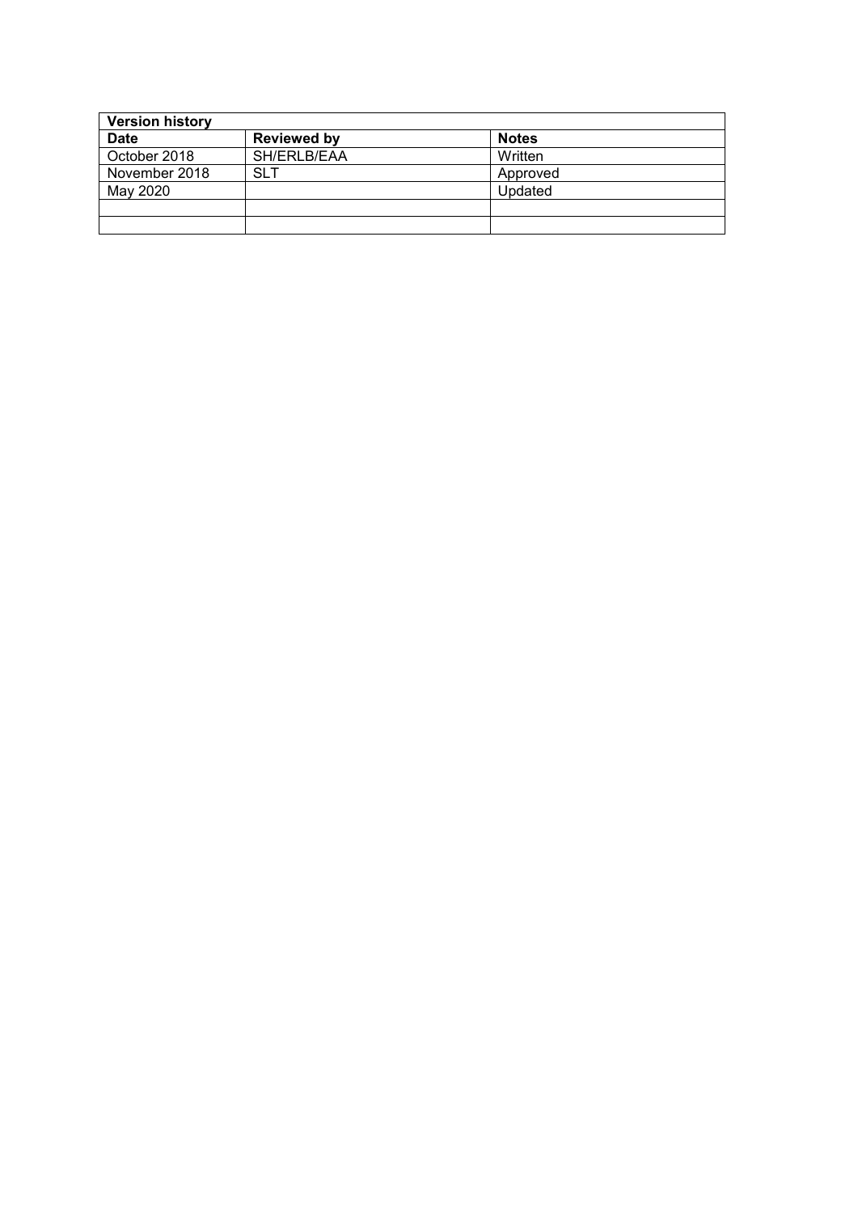| Version history | | |
|---|---|---|
| **Date** | **Reviewed by** | **Notes** |
| October 2018 | SH/ERLB/EAA | Written |
| November 2018 | SLT | Approved |
| May 2020 | | Updated |
| | | |
| | | |